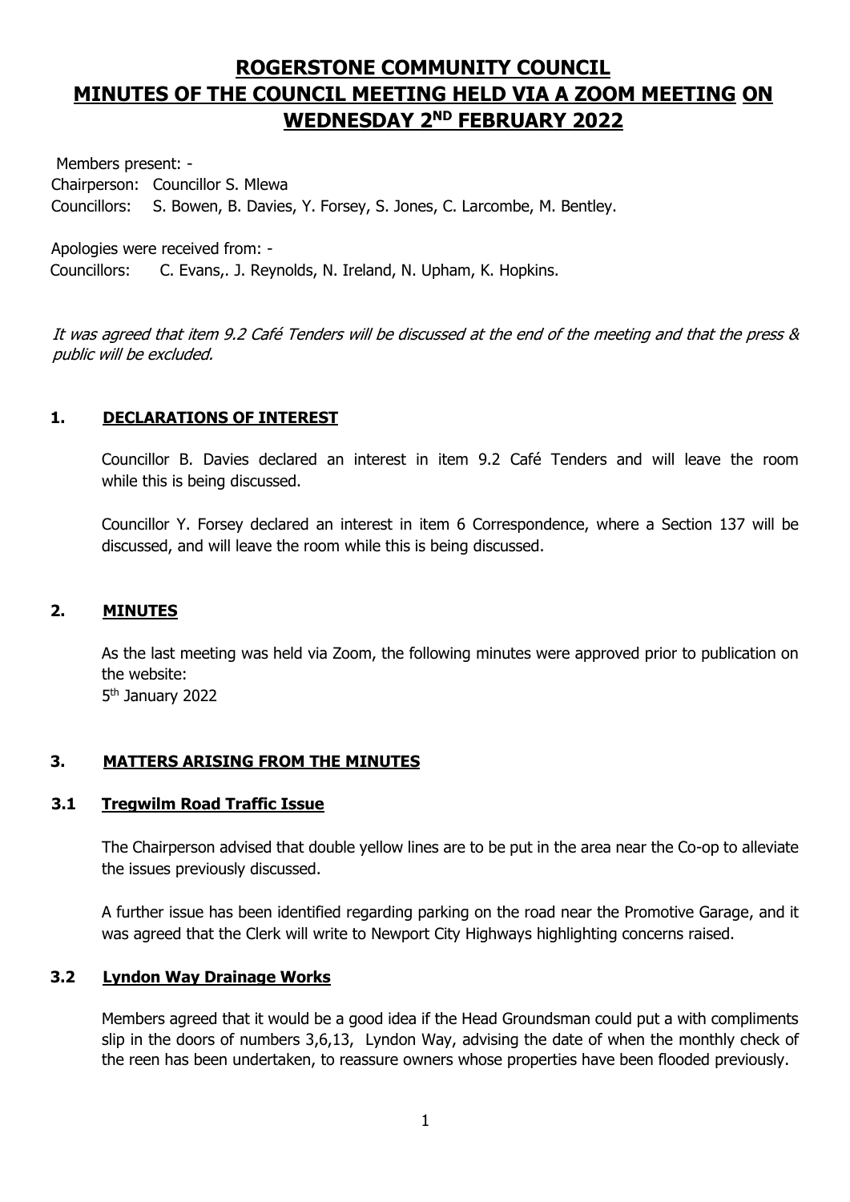# ROGERSTONE COMMUNITY COUNCIL
# MINUTES OF THE COUNCIL MEETING HELD VIA A ZOOM MEETING ON WEDNESDAY 2ND FEBRUARY 2022

Members present: -
Chairperson: Councillor S. Mlewa
Councillors: S. Bowen, B. Davies, Y. Forsey, S. Jones, C. Larcombe, M. Bentley.

Apologies were received from: -
Councillors: C. Evans,. J. Reynolds, N. Ireland, N. Upham, K. Hopkins.

*It was agreed that item 9.2 Café Tenders will be discussed at the end of the meeting and that the press & public will be excluded.*

## 1. DECLARATIONS OF INTEREST

Councillor B. Davies declared an interest in item 9.2 Café Tenders and will leave the room while this is being discussed.

Councillor Y. Forsey declared an interest in item 6 Correspondence, where a Section 137 will be discussed, and will leave the room while this is being discussed.

## 2. MINUTES

As the last meeting was held via Zoom, the following minutes were approved prior to publication on the website:
5th January 2022

## 3. MATTERS ARISING FROM THE MINUTES

### 3.1 Tregwilm Road Traffic Issue

The Chairperson advised that double yellow lines are to be put in the area near the Co-op to alleviate the issues previously discussed.

A further issue has been identified regarding parking on the road near the Promotive Garage, and it was agreed that the Clerk will write to Newport City Highways highlighting concerns raised.

### 3.2 Lyndon Way Drainage Works

Members agreed that it would be a good idea if the Head Groundsman could put a with compliments slip in the doors of numbers 3,6,13, Lyndon Way, advising the date of when the monthly check of the reen has been undertaken, to reassure owners whose properties have been flooded previously.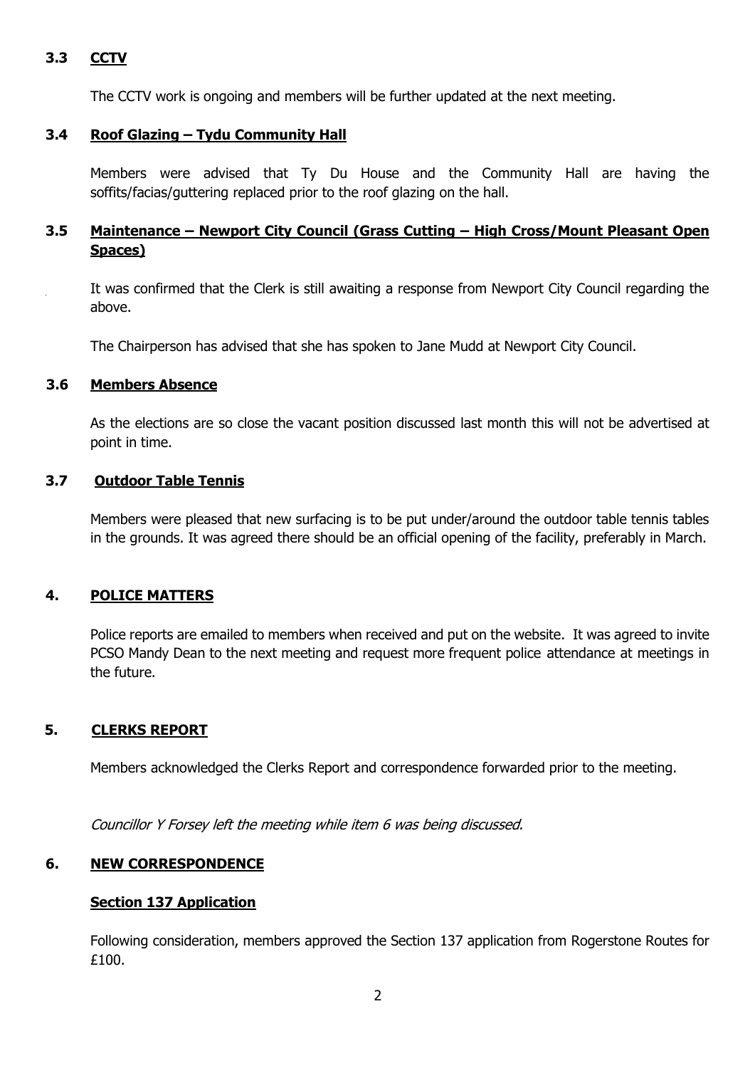### 3.3 CCTV

The CCTV work is ongoing and members will be further updated at the next meeting.

### 3.4 Roof Glazing – Tydu Community Hall

Members were advised that Ty Du House and the Community Hall are having the soffits/facias/guttering replaced prior to the roof glazing on the hall.

### 3.5 Maintenance – Newport City Council (Grass Cutting – High Cross/Mount Pleasant Open Spaces)

It was confirmed that the Clerk is still awaiting a response from Newport City Council regarding the above.

The Chairperson has advised that she has spoken to Jane Mudd at Newport City Council.

### 3.6 Members Absence

As the elections are so close the vacant position discussed last month this will not be advertised at point in time.

### 3.7 Outdoor Table Tennis

Members were pleased that new surfacing is to be put under/around the outdoor table tennis tables in the grounds. It was agreed there should be an official opening of the facility, preferably in March.

## 4. POLICE MATTERS

Police reports are emailed to members when received and put on the website. It was agreed to invite PCSO Mandy Dean to the next meeting and request more frequent police attendance at meetings in the future.

## 5. CLERKS REPORT

Members acknowledged the Clerks Report and correspondence forwarded prior to the meeting.

*Councillor Y Forsey left the meeting while item 6 was being discussed.*

## 6. NEW CORRESPONDENCE

### Section 137 Application

Following consideration, members approved the Section 137 application from Rogerstone Routes for £100.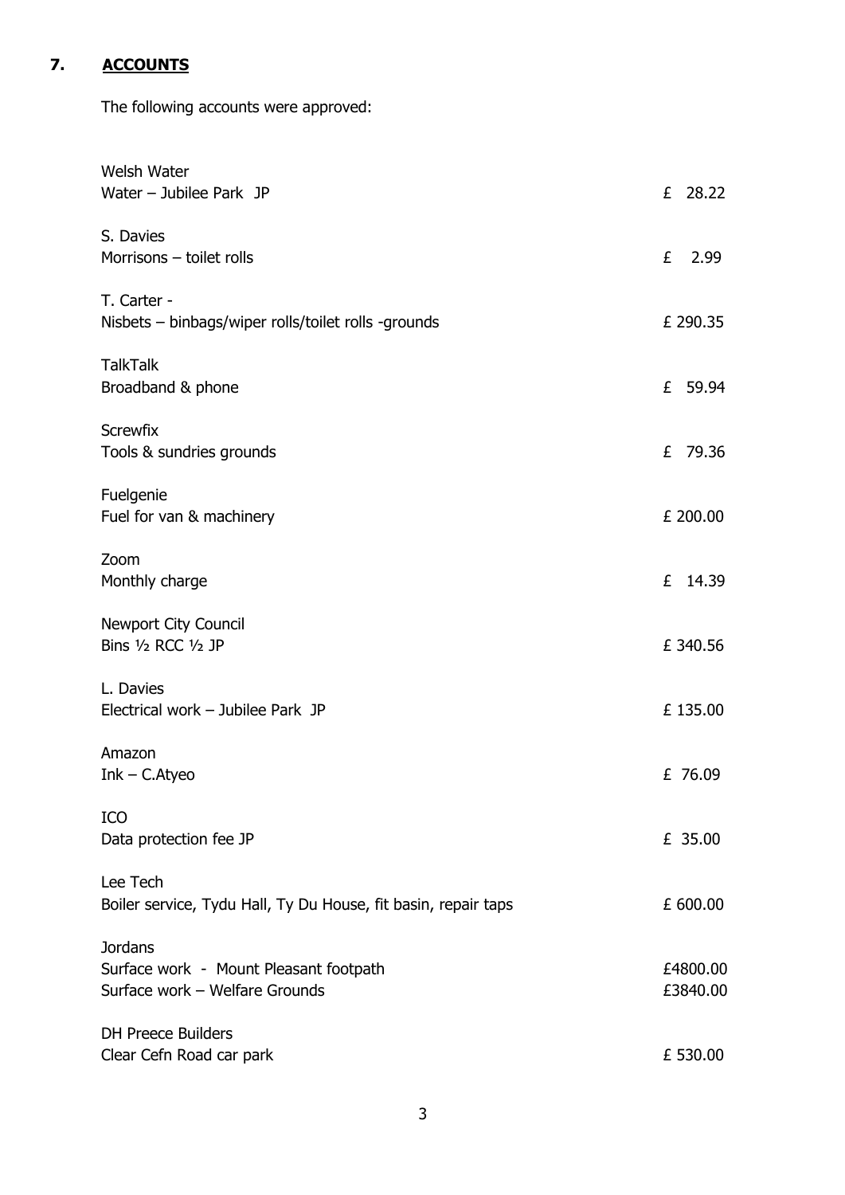## 7. ACCOUNTS

The following accounts were approved:

| Payee / Description | Amount |
| --- | --- |
| Welsh Water<br>Water – Jubilee Park JP | £ 28.22 |
| S. Davies<br>Morrisons – toilet rolls | £ 2.99 |
| T. Carter -<br>Nisbets – binbags/wiper rolls/toilet rolls -grounds | £ 290.35 |
| TalkTalk<br>Broadband & phone | £ 59.94 |
| Screwfix<br>Tools & sundries grounds | £ 79.36 |
| Fuelgenie<br>Fuel for van & machinery | £ 200.00 |
| Zoom<br>Monthly charge | £ 14.39 |
| Newport City Council<br>Bins ½ RCC ½ JP | £ 340.56 |
| L. Davies<br>Electrical work – Jubilee Park JP | £ 135.00 |
| Amazon<br>Ink – C.Atyeo | £ 76.09 |
| ICO<br>Data protection fee JP | £ 35.00 |
| Lee Tech<br>Boiler service, Tydu Hall, Ty Du House, fit basin, repair taps | £ 600.00 |
| Jordans<br>Surface work - Mount Pleasant footpath<br>Surface work – Welfare Grounds | <br>£4800.00<br>£3840.00 |
| DH Preece Builders<br>Clear Cefn Road car park | £ 530.00 |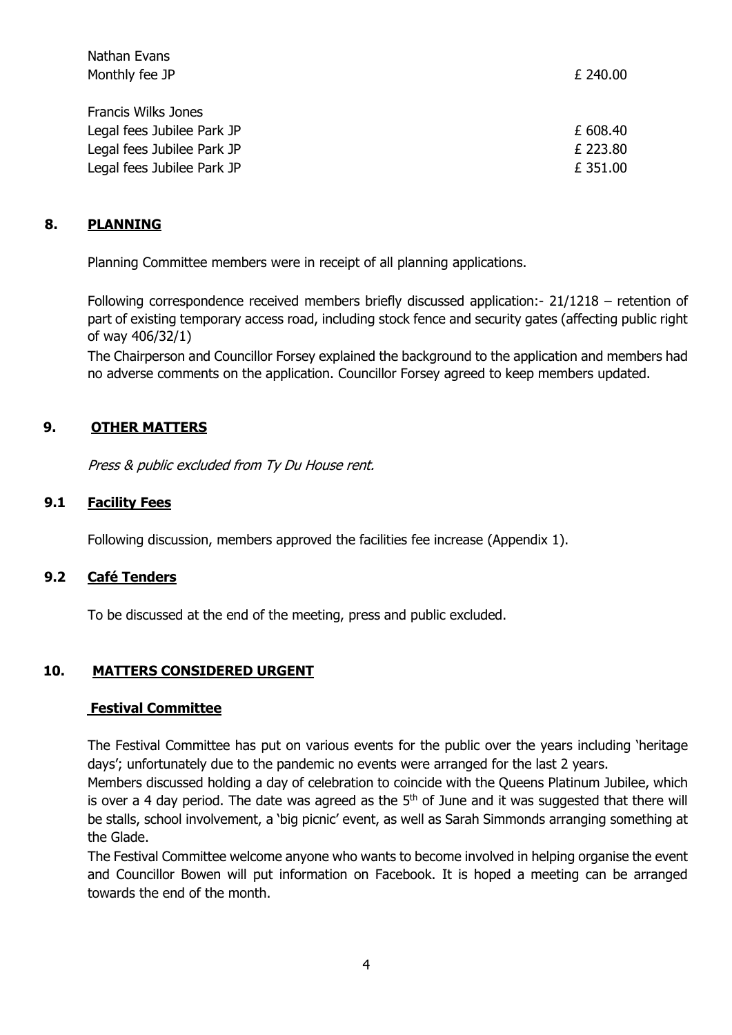| | |
|---|---|
| Nathan Evans | |
| Monthly fee JP | £ 240.00 |
| | |
| Francis Wilks Jones | |
| Legal fees Jubilee Park JP | £ 608.40 |
| Legal fees Jubilee Park JP | £ 223.80 |
| Legal fees Jubilee Park JP | £ 351.00 |

## 8. PLANNING

Planning Committee members were in receipt of all planning applications.

Following correspondence received members briefly discussed application:- 21/1218 – retention of part of existing temporary access road, including stock fence and security gates (affecting public right of way 406/32/1)

The Chairperson and Councillor Forsey explained the background to the application and members had no adverse comments on the application. Councillor Forsey agreed to keep members updated.

## 9. OTHER MATTERS

*Press & public excluded from Ty Du House rent.*

### 9.1 Facility Fees

Following discussion, members approved the facilities fee increase (Appendix 1).

### 9.2 Café Tenders

To be discussed at the end of the meeting, press and public excluded.

## 10. MATTERS CONSIDERED URGENT

### Festival Committee

The Festival Committee has put on various events for the public over the years including 'heritage days'; unfortunately due to the pandemic no events were arranged for the last 2 years.

Members discussed holding a day of celebration to coincide with the Queens Platinum Jubilee, which is over a 4 day period. The date was agreed as the 5th of June and it was suggested that there will be stalls, school involvement, a 'big picnic' event, as well as Sarah Simmonds arranging something at the Glade.

The Festival Committee welcome anyone who wants to become involved in helping organise the event and Councillor Bowen will put information on Facebook. It is hoped a meeting can be arranged towards the end of the month.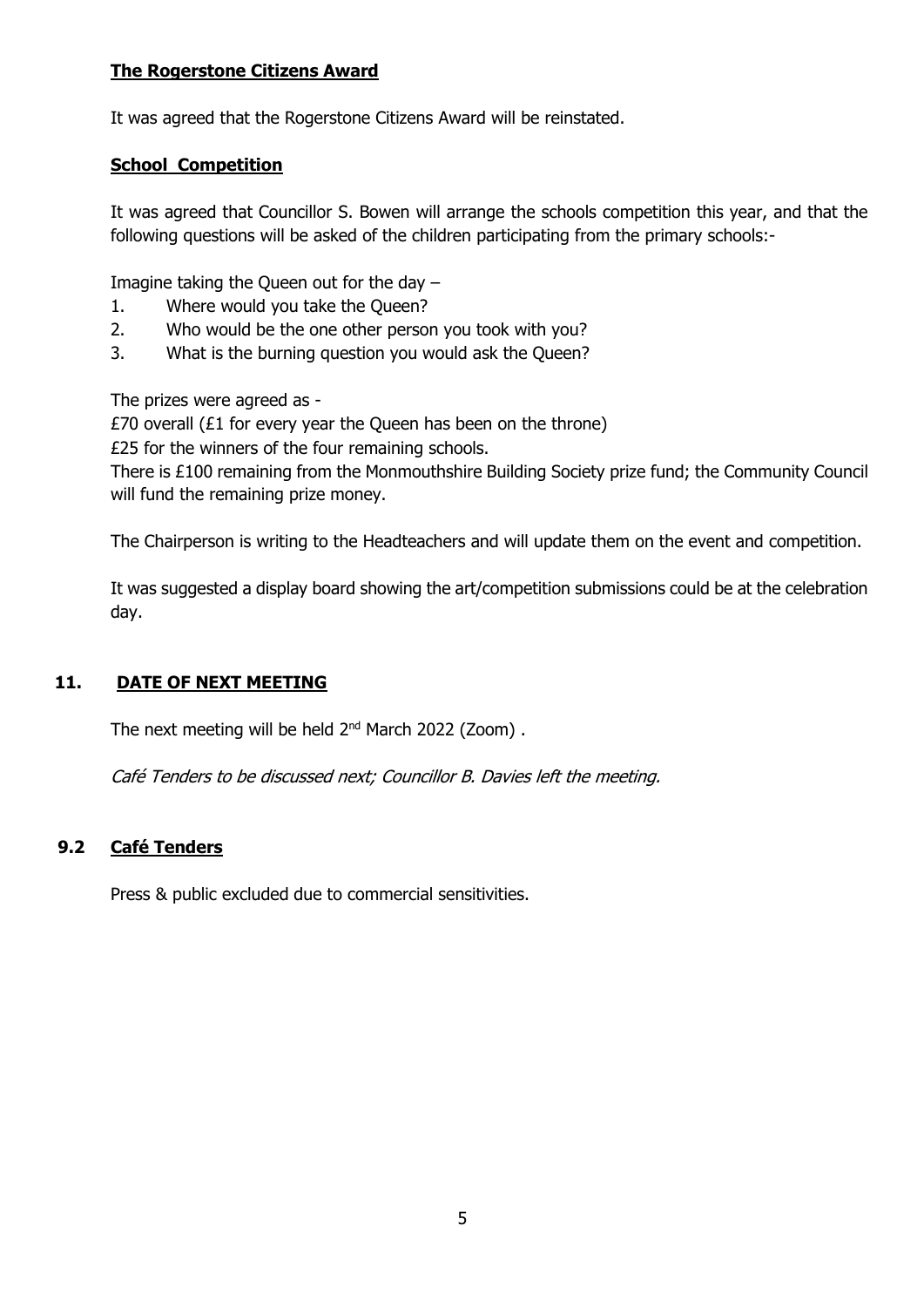**The Rogerstone Citizens Award**

It was agreed that the Rogerstone Citizens Award will be reinstated.

**School Competition**

It was agreed that Councillor S. Bowen will arrange the schools competition this year, and that the following questions will be asked of the children participating from the primary schools:-

Imagine taking the Queen out for the day –

1. Where would you take the Queen?
2. Who would be the one other person you took with you?
3. What is the burning question you would ask the Queen?

The prizes were agreed as -

£70 overall (£1 for every year the Queen has been on the throne)

£25 for the winners of the four remaining schools.

There is £100 remaining from the Monmouthshire Building Society prize fund; the Community Council will fund the remaining prize money.

The Chairperson is writing to the Headteachers and will update them on the event and competition.

It was suggested a display board showing the art/competition submissions could be at the celebration day.

## 11. DATE OF NEXT MEETING

The next meeting will be held 2nd March 2022 (Zoom) .

*Café Tenders to be discussed next; Councillor B. Davies left the meeting.*

## 9.2 Café Tenders

Press & public excluded due to commercial sensitivities.